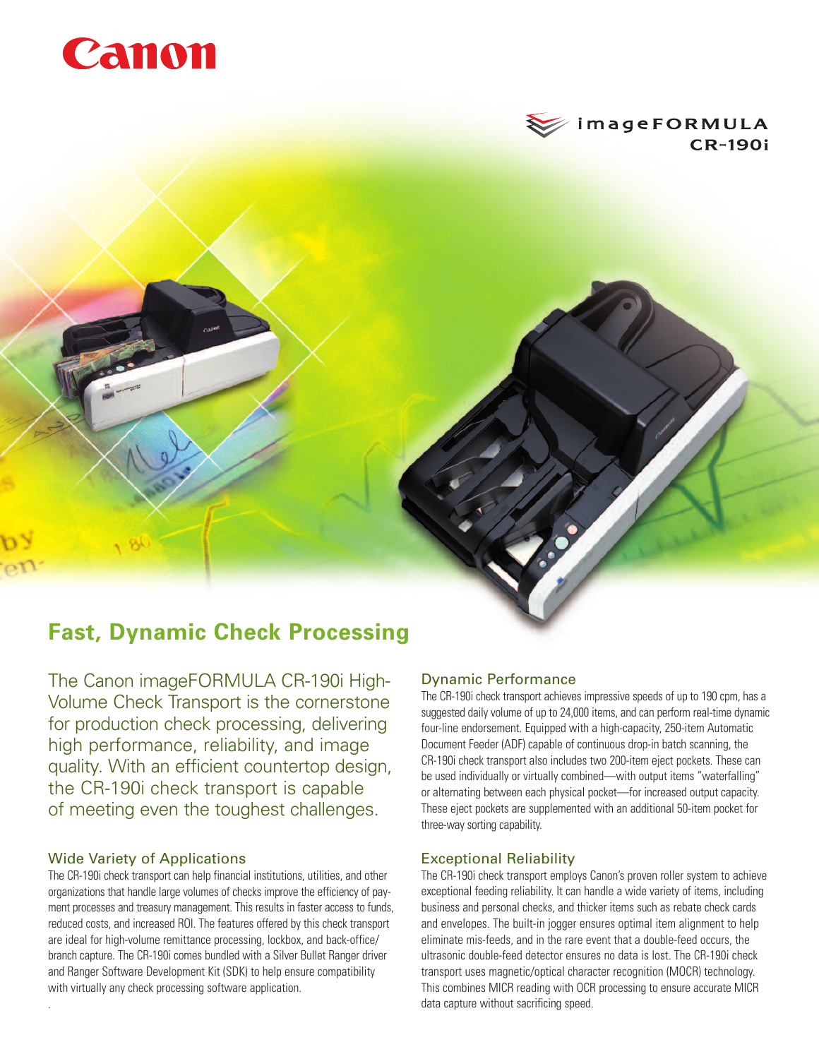Canon

imageFORMULA
CR-190i

# Fast, Dynamic Check Processing

The Canon imageFORMULA CR-190i High-Volume Check Transport is the cornerstone for production check processing, delivering high performance, reliability, and image quality. With an efficient countertop design, the CR-190i check transport is capable of meeting even the toughest challenges.

## Wide Variety of Applications

The CR-190i check transport can help financial institutions, utilities, and other organizations that handle large volumes of checks improve the efficiency of payment processes and treasury management. This results in faster access to funds, reduced costs, and increased ROI. The features offered by this check transport are ideal for high-volume remittance processing, lockbox, and back-office/branch capture. The CR-190i comes bundled with a Silver Bullet Ranger driver and Ranger Software Development Kit (SDK) to help ensure compatibility with virtually any check processing software application.

## Dynamic Performance

The CR-190i check transport achieves impressive speeds of up to 190 cpm, has a suggested daily volume of up to 24,000 items, and can perform real-time dynamic four-line endorsement. Equipped with a high-capacity, 250-item Automatic Document Feeder (ADF) capable of continuous drop-in batch scanning, the CR-190i check transport also includes two 200-item eject pockets. These can be used individually or virtually combined—with output items "waterfalling" or alternating between each physical pocket—for increased output capacity. These eject pockets are supplemented with an additional 50-item pocket for three-way sorting capability.

## Exceptional Reliability

The CR-190i check transport employs Canon's proven roller system to achieve exceptional feeding reliability. It can handle a wide variety of items, including business and personal checks, and thicker items such as rebate check cards and envelopes. The built-in jogger ensures optimal item alignment to help eliminate mis-feeds, and in the rare event that a double-feed occurs, the ultrasonic double-feed detector ensures no data is lost. The CR-190i check transport uses magnetic/optical character recognition (MOCR) technology. This combines MICR reading with OCR processing to ensure accurate MICR data capture without sacrificing speed.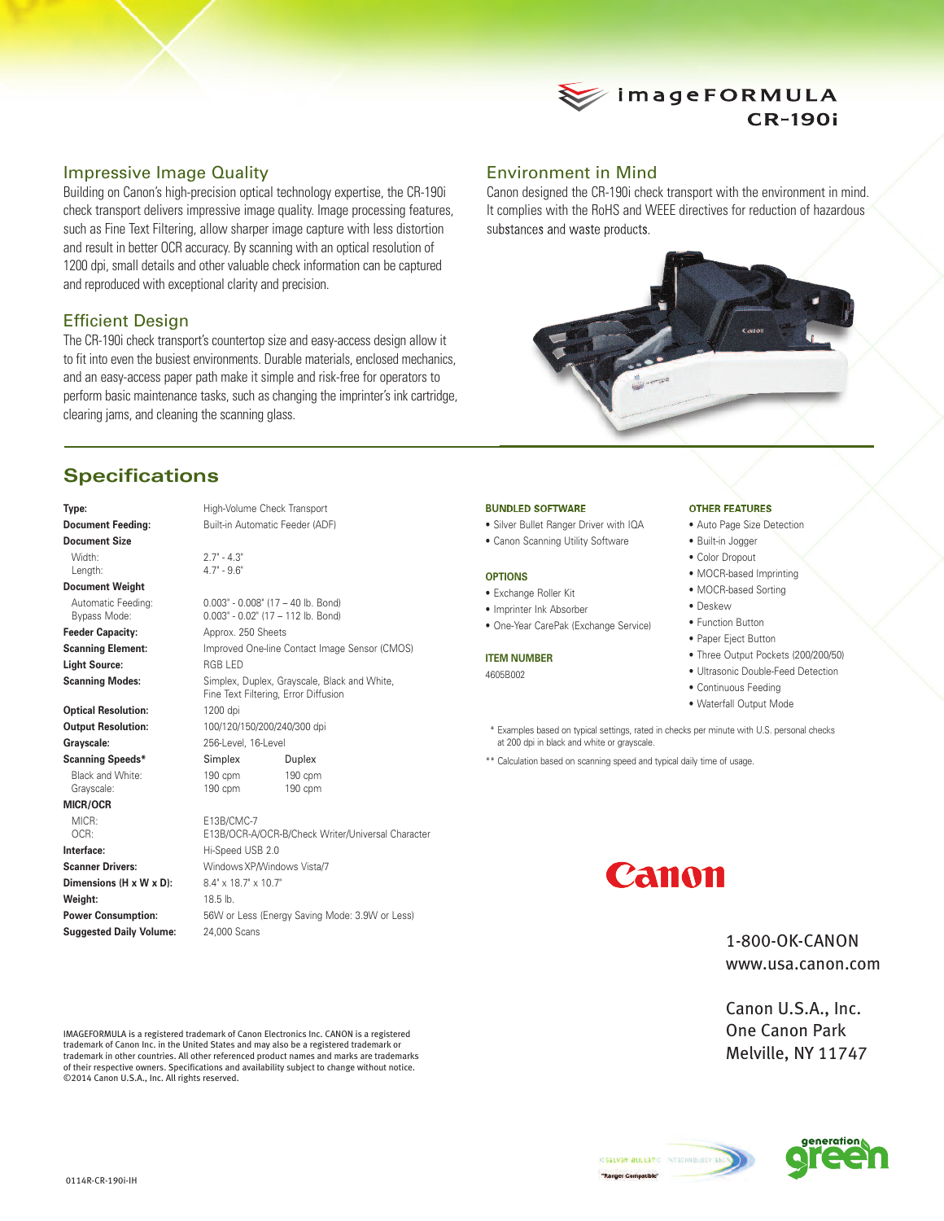imageFORMULA
**CR-190i**

## Impressive Image Quality

Building on Canon's high-precision optical technology expertise, the CR-190i check transport delivers impressive image quality. Image processing features, such as Fine Text Filtering, allow sharper image capture with less distortion and result in better OCR accuracy. By scanning with an optical resolution of 1200 dpi, small details and other valuable check information can be captured and reproduced with exceptional clarity and precision.

## Efficient Design

The CR-190i check transport's countertop size and easy-access design allow it to fit into even the busiest environments. Durable materials, enclosed mechanics, and an easy-access paper path make it simple and risk-free for operators to perform basic maintenance tasks, such as changing the imprinter's ink cartridge, clearing jams, and cleaning the scanning glass.

## Environment in Mind

Canon designed the CR-190i check transport with the environment in mind. It complies with the RoHS and WEEE directives for reduction of hazardous substances and waste products.

# Specifications

| | | |
|---|---|---|
| **Type:** | High-Volume Check Transport | |
| **Document Feeding:** | Built-in Automatic Feeder (ADF) | |
| **Document Size** | | |
| Width: | 2.7" - 4.3" | |
| Length: | 4.7" - 9.6" | |
| **Document Weight** | | |
| Automatic Feeding: | 0.003" - 0.008" (17 – 40 lb. Bond) | |
| Bypass Mode: | 0.003" - 0.02" (17 – 112 lb. Bond) | |
| **Feeder Capacity:** | Approx. 250 Sheets | |
| **Scanning Element:** | Improved One-line Contact Image Sensor (CMOS) | |
| **Light Source:** | RGB LED | |
| **Scanning Modes:** | Simplex, Duplex, Grayscale, Black and White, Fine Text Filtering, Error Diffusion | |
| **Optical Resolution:** | 1200 dpi | |
| **Output Resolution:** | 100/120/150/200/240/300 dpi | |
| **Grayscale:** | 256-Level, 16-Level | |
| **Scanning Speeds\*** | Simplex | Duplex |
| Black and White: | 190 cpm | 190 cpm |
| Grayscale: | 190 cpm | 190 cpm |
| **MICR/OCR** | | |
| MICR: | E13B/CMC-7 | |
| OCR: | E13B/OCR-A/OCR-B/Check Writer/Universal Character | |
| **Interface:** | Hi-Speed USB 2.0 | |
| **Scanner Drivers:** | Windows XP/Windows Vista/7 | |
| **Dimensions (H x W x D):** | 8.4" x 18.7" x 10.7" | |
| **Weight:** | 18.5 lb. | |
| **Power Consumption:** | 56W or Less (Energy Saving Mode: 3.9W or Less) | |
| **Suggested Daily Volume:** | 24,000 Scans | |

### BUNDLED SOFTWARE

- Silver Bullet Ranger Driver with IQA
- Canon Scanning Utility Software

### OPTIONS

- Exchange Roller Kit
- Imprinter Ink Absorber
- One-Year CarePak (Exchange Service)

### ITEM NUMBER

4605B002

### OTHER FEATURES

- Auto Page Size Detection
- Built-in Jogger
- Color Dropout
- MOCR-based Imprinting
- MOCR-based Sorting
- Deskew
- Function Button
- Paper Eject Button
- Three Output Pockets (200/200/50)
- Ultrasonic Double-Feed Detection
- Continuous Feeding
- Waterfall Output Mode

\* Examples based on typical settings, rated in checks per minute with U.S. personal checks at 200 dpi in black and white or grayscale.

\*\* Calculation based on scanning speed and typical daily time of usage.

Canon

1-800-OK-CANON
www.usa.canon.com

Canon U.S.A., Inc.
One Canon Park
Melville, NY 11747

IMAGEFORMULA is a registered trademark of Canon Electronics Inc. CANON is a registered trademark of Canon Inc. in the United States and may also be a registered trademark or trademark in other countries. All other referenced product names and marks are trademarks of their respective owners. Specifications and availability subject to change without notice. ©2014 Canon U.S.A., Inc. All rights reserved.

"Ranger Compatible"

generation green

0114R-CR-190i-IH